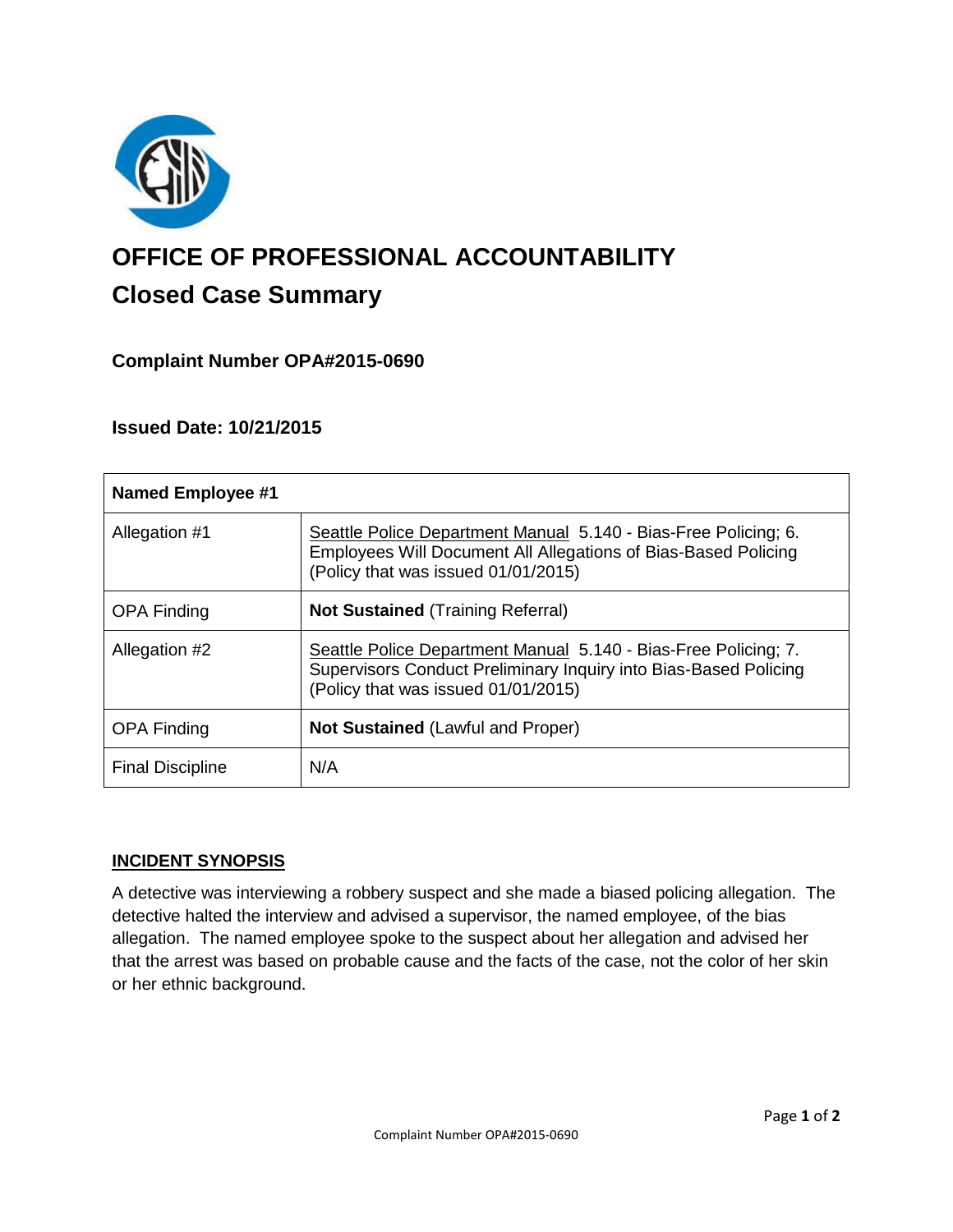# OFFICE OF PROFESSIONAL ACCOUNTABILITY

## Closed Case Summary

### Complaint Number OPA#2015-0690

### Issued Date: 10/21/2015

| **Named Employee #1** | |
|---|---|
| Allegation #1 | Seattle Police Department Manual 5.140 - Bias-Free Policing; 6. Employees Will Document All Allegations of Bias-Based Policing (Policy that was issued 01/01/2015) |
| OPA Finding | **Not Sustained** (Training Referral) |
| Allegation #2 | Seattle Police Department Manual 5.140 - Bias-Free Policing; 7. Supervisors Conduct Preliminary Inquiry into Bias-Based Policing (Policy that was issued 01/01/2015) |
| OPA Finding | **Not Sustained** (Lawful and Proper) |
| Final Discipline | N/A |

**INCIDENT SYNOPSIS**

A detective was interviewing a robbery suspect and she made a biased policing allegation. The detective halted the interview and advised a supervisor, the named employee, of the bias allegation. The named employee spoke to the suspect about her allegation and advised her that the arrest was based on probable cause and the facts of the case, not the color of her skin or her ethnic background.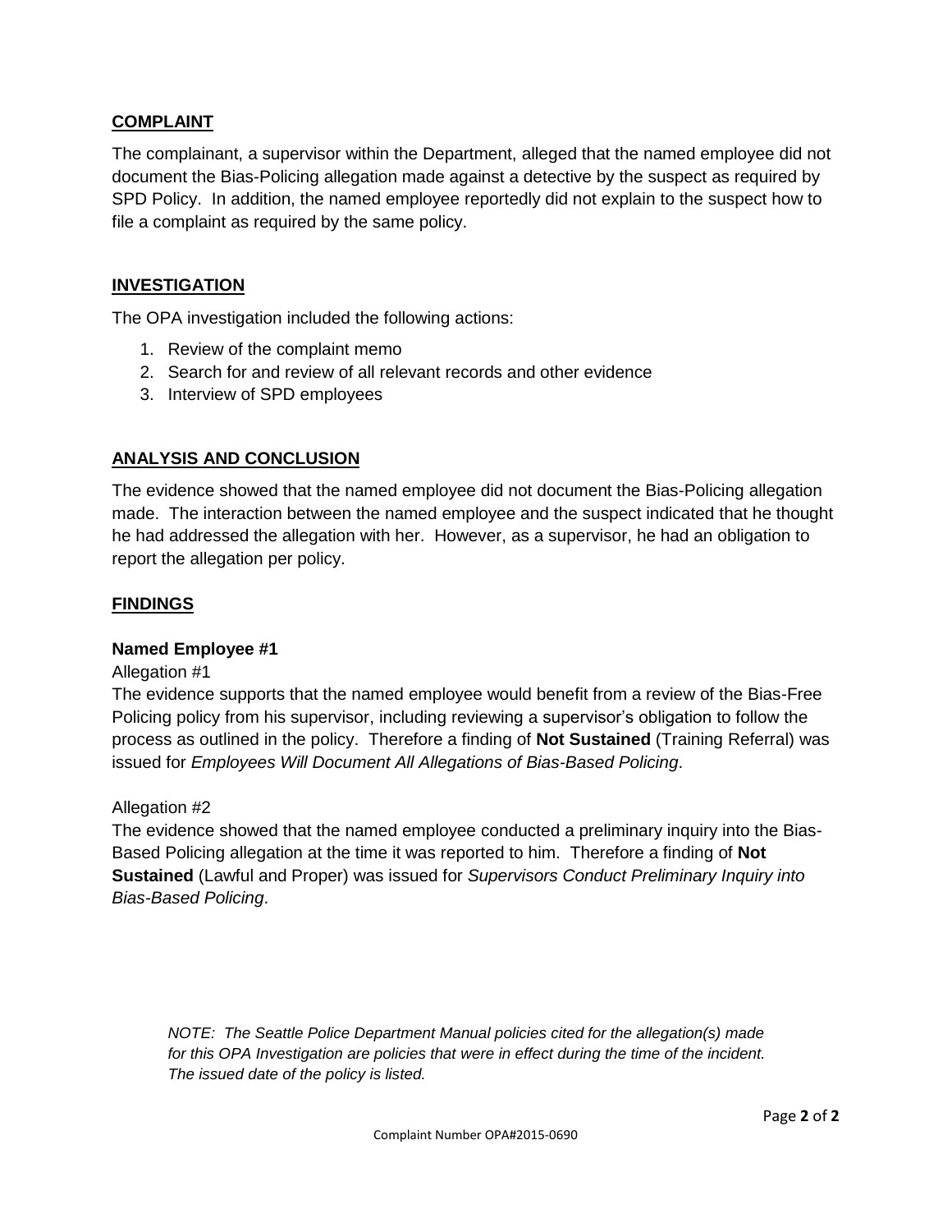## COMPLAINT

The complainant, a supervisor within the Department, alleged that the named employee did not document the Bias-Policing allegation made against a detective by the suspect as required by SPD Policy. In addition, the named employee reportedly did not explain to the suspect how to file a complaint as required by the same policy.

## INVESTIGATION

The OPA investigation included the following actions:

1. Review of the complaint memo
2. Search for and review of all relevant records and other evidence
3. Interview of SPD employees

## ANALYSIS AND CONCLUSION

The evidence showed that the named employee did not document the Bias-Policing allegation made. The interaction between the named employee and the suspect indicated that he thought he had addressed the allegation with her. However, as a supervisor, he had an obligation to report the allegation per policy.

## FINDINGS

**Named Employee #1**

Allegation #1

The evidence supports that the named employee would benefit from a review of the Bias-Free Policing policy from his supervisor, including reviewing a supervisor's obligation to follow the process as outlined in the policy. Therefore a finding of **Not Sustained** (Training Referral) was issued for *Employees Will Document All Allegations of Bias-Based Policing*.

Allegation #2

The evidence showed that the named employee conducted a preliminary inquiry into the Bias-Based Policing allegation at the time it was reported to him. Therefore a finding of **Not Sustained** (Lawful and Proper) was issued for *Supervisors Conduct Preliminary Inquiry into Bias-Based Policing*.

*NOTE: The Seattle Police Department Manual policies cited for the allegation(s) made for this OPA Investigation are policies that were in effect during the time of the incident. The issued date of the policy is listed.*

Complaint Number OPA#2015-0690